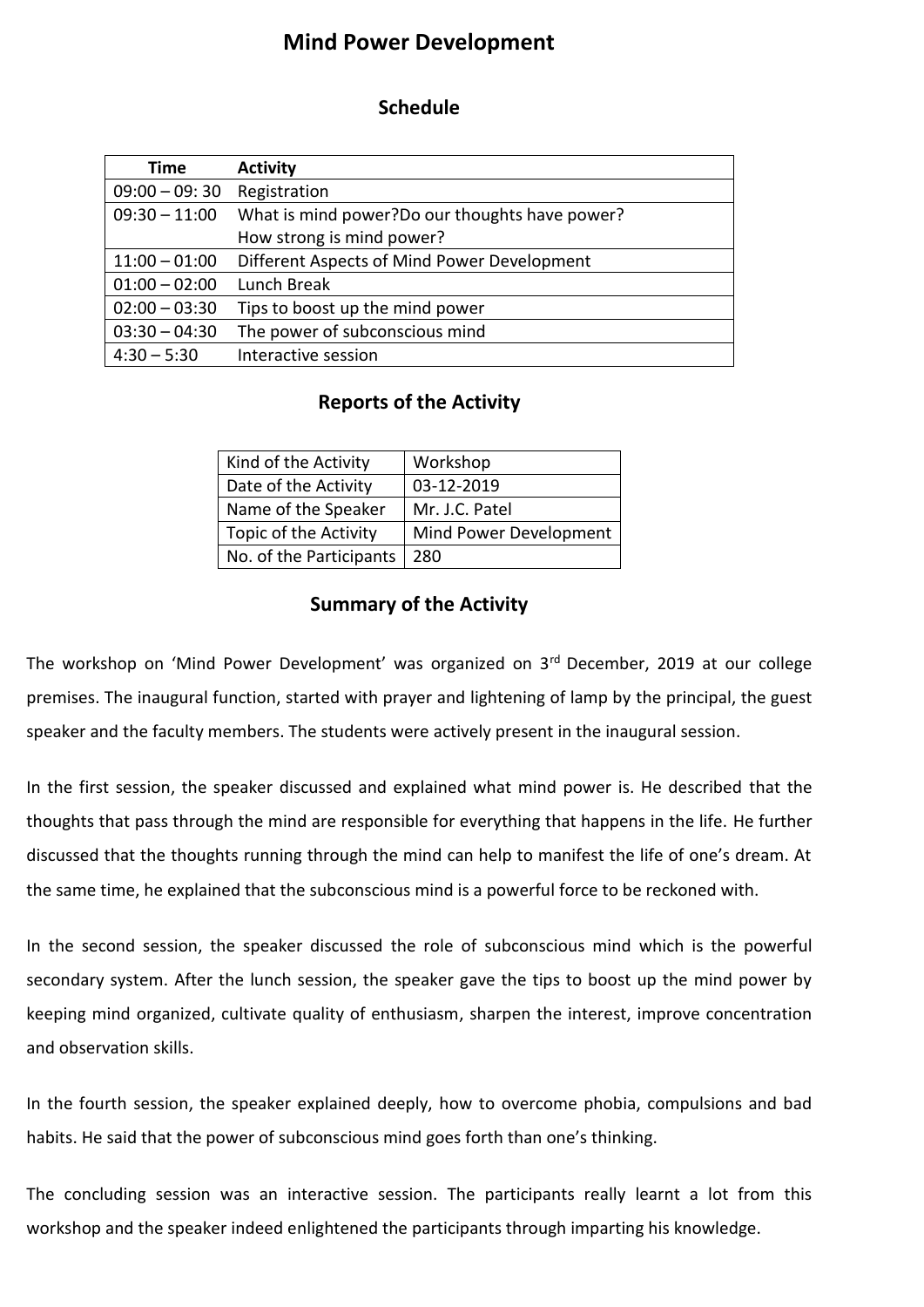# Mind Power Development

## Schedule

| Time | Activity |
|---|---|
| 09:00 – 09: 30 | Registration |
| 09:30 – 11:00 | What is mind power?Do our thoughts have power? How strong is mind power? |
| 11:00 – 01:00 | Different Aspects of Mind Power Development |
| 01:00 – 02:00 | Lunch Break |
| 02:00 – 03:30 | Tips to boost up the mind power |
| 03:30 – 04:30 | The power of subconscious mind |
| 4:30 – 5:30 | Interactive session |

## Reports of the Activity

| Kind of the Activity | Workshop |
|---|---|
| Date of the Activity | 03-12-2019 |
| Name of the Speaker | Mr. J.C. Patel |
| Topic of the Activity | Mind Power Development |
| No. of the Participants | 280 |

## Summary of the Activity

The workshop on 'Mind Power Development' was organized on 3rd December, 2019 at our college premises. The inaugural function, started with prayer and lightening of lamp by the principal, the guest speaker and the faculty members. The students were actively present in the inaugural session.

In the first session, the speaker discussed and explained what mind power is. He described that the thoughts that pass through the mind are responsible for everything that happens in the life. He further discussed that the thoughts running through the mind can help to manifest the life of one's dream. At the same time, he explained that the subconscious mind is a powerful force to be reckoned with.

In the second session, the speaker discussed the role of subconscious mind which is the powerful secondary system. After the lunch session, the speaker gave the tips to boost up the mind power by keeping mind organized, cultivate quality of enthusiasm, sharpen the interest, improve concentration and observation skills.

In the fourth session, the speaker explained deeply, how to overcome phobia, compulsions and bad habits. He said that the power of subconscious mind goes forth than one's thinking.

The concluding session was an interactive session. The participants really learnt a lot from this workshop and the speaker indeed enlightened the participants through imparting his knowledge.